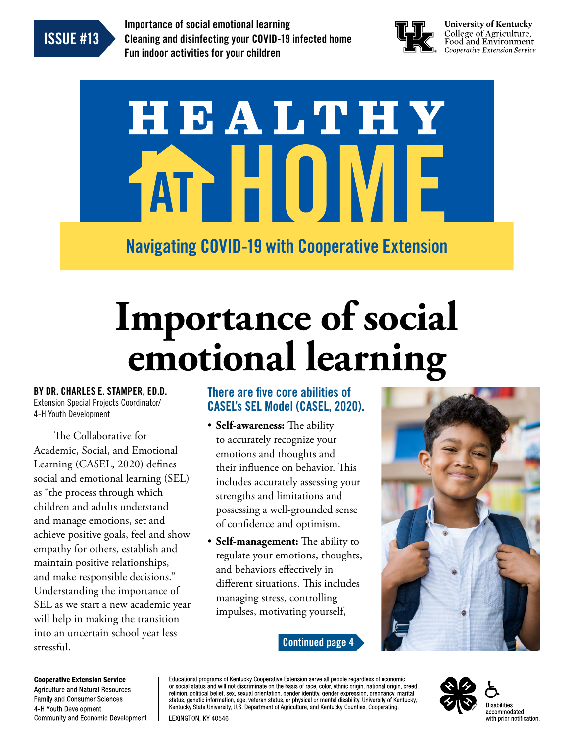ISSUE #13

Importance of social emotional learning
Cleaning and disinfecting your COVID-19 infected home
Fun indoor activities for your children

University of Kentucky
College of Agriculture, Food and Environment
*Cooperative Extension Service*

# HEALTHY AT HOME

Navigating COVID-19 with Cooperative Extension

# Importance of social emotional learning

**BY DR. CHARLES E. STAMPER, ED.D.**
Extension Special Projects Coordinator/
4-H Youth Development

The Collaborative for Academic, Social, and Emotional Learning (CASEL, 2020) defines social and emotional learning (SEL) as "the process through which children and adults understand and manage emotions, set and achieve positive goals, feel and show empathy for others, establish and maintain positive relationships, and make responsible decisions." Understanding the importance of SEL as we start a new academic year will help in making the transition into an uncertain school year less stressful.

### There are five core abilities of CASEL's SEL Model (CASEL, 2020).

- **Self-awareness:** The ability to accurately recognize your emotions and thoughts and their influence on behavior. This includes accurately assessing your strengths and limitations and possessing a well-grounded sense of confidence and optimism.
- **Self-management:** The ability to regulate your emotions, thoughts, and behaviors effectively in different situations. This includes managing stress, controlling impulses, motivating yourself,

Continued page 4

**Cooperative Extension Service**
Agriculture and Natural Resources
Family and Consumer Sciences
4-H Youth Development
Community and Economic Development

Educational programs of Kentucky Cooperative Extension serve all people regardless of economic or social status and will not discriminate on the basis of race, color, ethnic origin, national origin, creed, religion, political belief, sex, sexual orientation, gender identity, gender expression, pregnancy, marital status, genetic information, age, veteran status, or physical or mental disability. University of Kentucky, Kentucky State University, U.S. Department of Agriculture, and Kentucky Counties, Cooperating.
LEXINGTON, KY 40546

Disabilities accommodated with prior notification.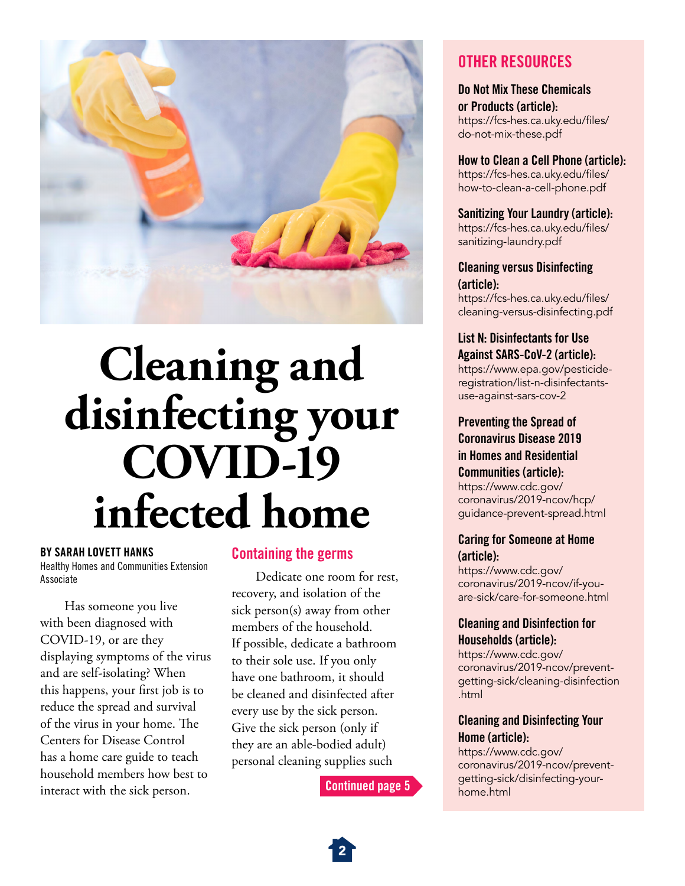# Cleaning and disinfecting your COVID-19 infected home

**BY SARAH LOVETT HANKS**
Healthy Homes and Communities Extension Associate

Has someone you live with been diagnosed with COVID-19, or are they displaying symptoms of the virus and are self-isolating? When this happens, your first job is to reduce the spread and survival of the virus in your home. The Centers for Disease Control has a home care guide to teach household members how best to interact with the sick person.

## Containing the germs

Dedicate one room for rest, recovery, and isolation of the sick person(s) away from other members of the household. If possible, dedicate a bathroom to their sole use. If you only have one bathroom, it should be cleaned and disinfected after every use by the sick person. Give the sick person (only if they are an able-bodied adult) personal cleaning supplies such

**Continued page 5**

## OTHER RESOURCES

**Do Not Mix These Chemicals or Products (article):**
https://fcs-hes.ca.uky.edu/files/do-not-mix-these.pdf

**How to Clean a Cell Phone (article):**
https://fcs-hes.ca.uky.edu/files/how-to-clean-a-cell-phone.pdf

**Sanitizing Your Laundry (article):**
https://fcs-hes.ca.uky.edu/files/sanitizing-laundry.pdf

**Cleaning versus Disinfecting (article):**
https://fcs-hes.ca.uky.edu/files/cleaning-versus-disinfecting.pdf

**List N: Disinfectants for Use Against SARS-CoV-2 (article):**
https://www.epa.gov/pesticide-registration/list-n-disinfectants-use-against-sars-cov-2

**Preventing the Spread of Coronavirus Disease 2019 in Homes and Residential Communities (article):**
https://www.cdc.gov/coronavirus/2019-ncov/hcp/guidance-prevent-spread.html

**Caring for Someone at Home (article):**
https://www.cdc.gov/coronavirus/2019-ncov/if-you-are-sick/care-for-someone.html

**Cleaning and Disinfection for Households (article):**
https://www.cdc.gov/coronavirus/2019-ncov/prevent-getting-sick/cleaning-disinfection.html

**Cleaning and Disinfecting Your Home (article):**
https://www.cdc.gov/coronavirus/2019-ncov/prevent-getting-sick/disinfecting-your-home.html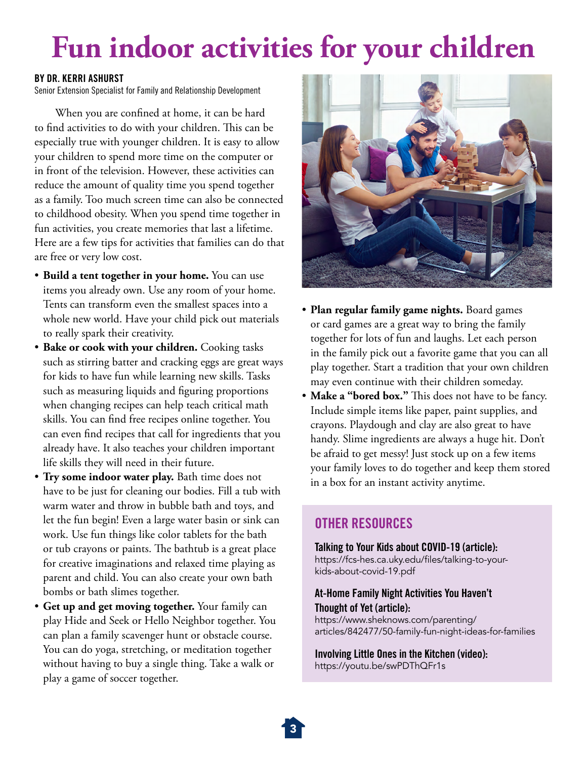# Fun indoor activities for your children

**BY DR. KERRI ASHURST**
Senior Extension Specialist for Family and Relationship Development

When you are confined at home, it can be hard to find activities to do with your children. This can be especially true with younger children. It is easy to allow your children to spend more time on the computer or in front of the television. However, these activities can reduce the amount of quality time you spend together as a family. Too much screen time can also be connected to childhood obesity. When you spend time together in fun activities, you create memories that last a lifetime. Here are a few tips for activities that families can do that are free or very low cost.

- **Build a tent together in your home.** You can use items you already own. Use any room of your home. Tents can transform even the smallest spaces into a whole new world. Have your child pick out materials to really spark their creativity.
- **Bake or cook with your children.** Cooking tasks such as stirring batter and cracking eggs are great ways for kids to have fun while learning new skills. Tasks such as measuring liquids and figuring proportions when changing recipes can help teach critical math skills. You can find free recipes online together. You can even find recipes that call for ingredients that you already have. It also teaches your children important life skills they will need in their future.
- **Try some indoor water play.** Bath time does not have to be just for cleaning our bodies. Fill a tub with warm water and throw in bubble bath and toys, and let the fun begin! Even a large water basin or sink can work. Use fun things like color tablets for the bath or tub crayons or paints. The bathtub is a great place for creative imaginations and relaxed time playing as parent and child. You can also create your own bath bombs or bath slimes together.
- **Get up and get moving together.** Your family can play Hide and Seek or Hello Neighbor together. You can plan a family scavenger hunt or obstacle course. You can do yoga, stretching, or meditation together without having to buy a single thing. Take a walk or play a game of soccer together.
- **Plan regular family game nights.** Board games or card games are a great way to bring the family together for lots of fun and laughs. Let each person in the family pick out a favorite game that you can all play together. Start a tradition that your own children may even continue with their children someday.
- **Make a "bored box."** This does not have to be fancy. Include simple items like paper, paint supplies, and crayons. Playdough and clay are also great to have handy. Slime ingredients are always a huge hit. Don't be afraid to get messy! Just stock up on a few items your family loves to do together and keep them stored in a box for an instant activity anytime.

## OTHER RESOURCES

**Talking to Your Kids about COVID-19 (article):**
https://fcs-hes.ca.uky.edu/files/talking-to-your-kids-about-covid-19.pdf

**At-Home Family Night Activities You Haven't Thought of Yet (article):**
https://www.sheknows.com/parenting/articles/842477/50-family-fun-night-ideas-for-families

**Involving Little Ones in the Kitchen (video):**
https://youtu.be/swPDThQFr1s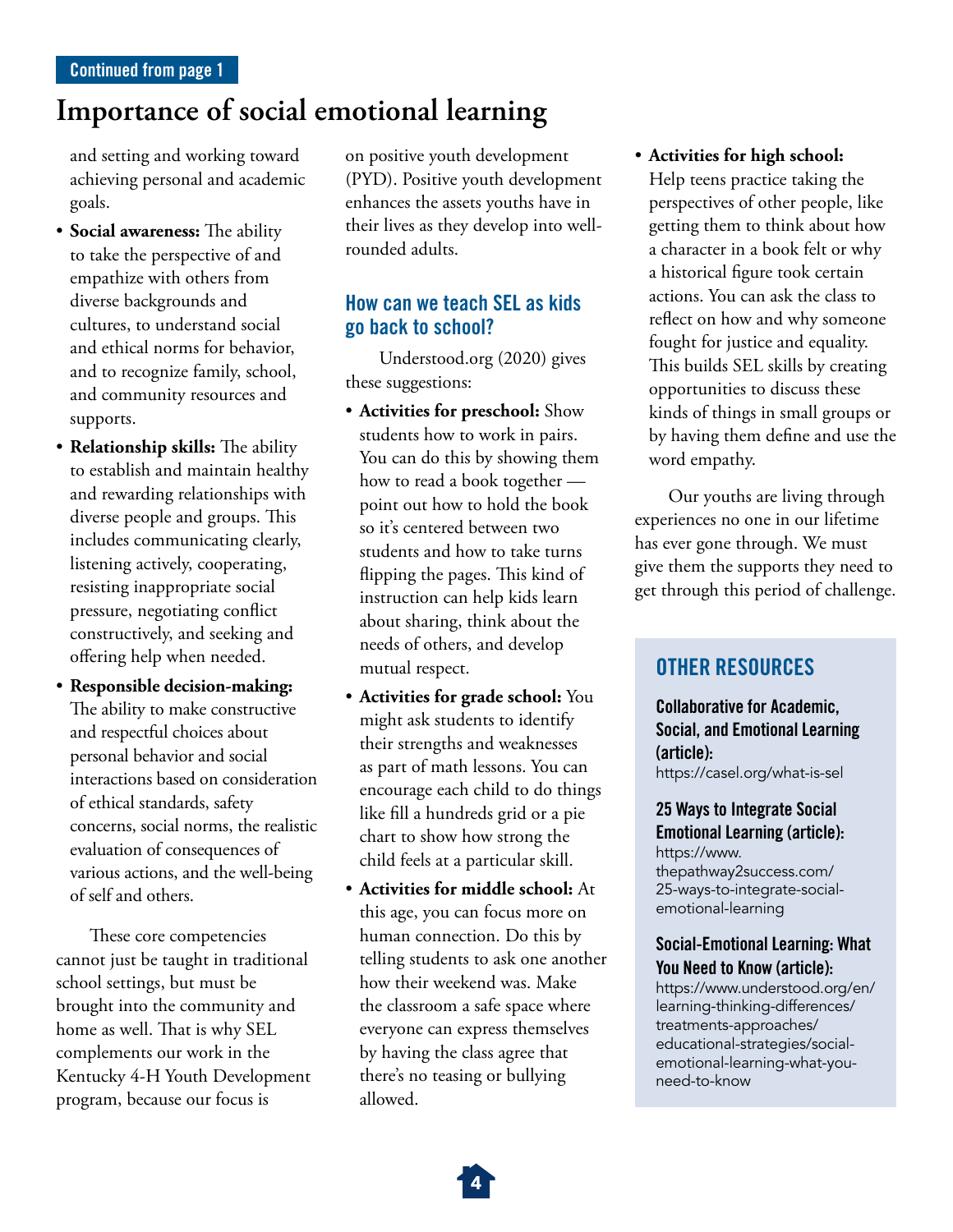Continued from page 1

# Importance of social emotional learning

and setting and working toward achieving personal and academic goals.

- **Social awareness:** The ability to take the perspective of and empathize with others from diverse backgrounds and cultures, to understand social and ethical norms for behavior, and to recognize family, school, and community resources and supports.
- **Relationship skills:** The ability to establish and maintain healthy and rewarding relationships with diverse people and groups. This includes communicating clearly, listening actively, cooperating, resisting inappropriate social pressure, negotiating conflict constructively, and seeking and offering help when needed.
- **Responsible decision-making:** The ability to make constructive and respectful choices about personal behavior and social interactions based on consideration of ethical standards, safety concerns, social norms, the realistic evaluation of consequences of various actions, and the well-being of self and others.

These core competencies cannot just be taught in traditional school settings, but must be brought into the community and home as well. That is why SEL complements our work in the Kentucky 4-H Youth Development program, because our focus is on positive youth development (PYD). Positive youth development enhances the assets youths have in their lives as they develop into well-rounded adults.

## How can we teach SEL as kids go back to school?

Understood.org (2020) gives these suggestions:

- **Activities for preschool:** Show students how to work in pairs. You can do this by showing them how to read a book together — point out how to hold the book so it's centered between two students and how to take turns flipping the pages. This kind of instruction can help kids learn about sharing, think about the needs of others, and develop mutual respect.
- **Activities for grade school:** You might ask students to identify their strengths and weaknesses as part of math lessons. You can encourage each child to do things like fill a hundreds grid or a pie chart to show how strong the child feels at a particular skill.
- **Activities for middle school:** At this age, you can focus more on human connection. Do this by telling students to ask one another how their weekend was. Make the classroom a safe space where everyone can express themselves by having the class agree that there's no teasing or bullying allowed.
- **Activities for high school:** Help teens practice taking the perspectives of other people, like getting them to think about how a character in a book felt or why a historical figure took certain actions. You can ask the class to reflect on how and why someone fought for justice and equality. This builds SEL skills by creating opportunities to discuss these kinds of things in small groups or by having them define and use the word empathy.

Our youths are living through experiences no one in our lifetime has ever gone through. We must give them the supports they need to get through this period of challenge.

## OTHER RESOURCES

**Collaborative for Academic, Social, and Emotional Learning (article):**
https://casel.org/what-is-sel

**25 Ways to Integrate Social Emotional Learning (article):**
https://www.thepathway2success.com/25-ways-to-integrate-social-emotional-learning

**Social-Emotional Learning: What You Need to Know (article):**
https://www.understood.org/en/learning-thinking-differences/treatments-approaches/educational-strategies/social-emotional-learning-what-you-need-to-know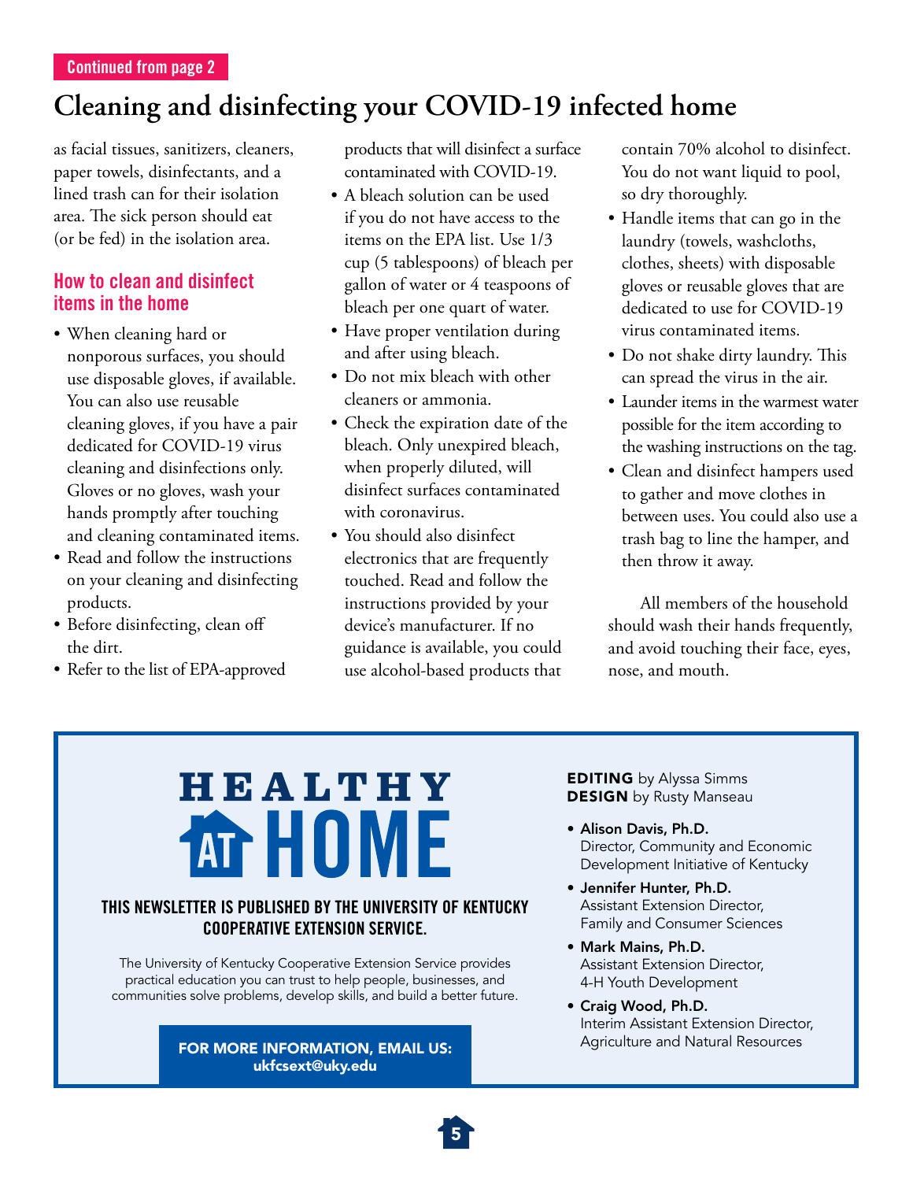Continued from page 2

# Cleaning and disinfecting your COVID-19 infected home

as facial tissues, sanitizers, cleaners, paper towels, disinfectants, and a lined trash can for their isolation area. The sick person should eat (or be fed) in the isolation area.

## How to clean and disinfect items in the home

- When cleaning hard or nonporous surfaces, you should use disposable gloves, if available. You can also use reusable cleaning gloves, if you have a pair dedicated for COVID-19 virus cleaning and disinfections only. Gloves or no gloves, wash your hands promptly after touching and cleaning contaminated items.
- Read and follow the instructions on your cleaning and disinfecting products.
- Before disinfecting, clean off the dirt.
- Refer to the list of EPA-approved products that will disinfect a surface contaminated with COVID-19.
- A bleach solution can be used if you do not have access to the items on the EPA list. Use 1/3 cup (5 tablespoons) of bleach per gallon of water or 4 teaspoons of bleach per one quart of water.
- Have proper ventilation during and after using bleach.
- Do not mix bleach with other cleaners or ammonia.
- Check the expiration date of the bleach. Only unexpired bleach, when properly diluted, will disinfect surfaces contaminated with coronavirus.
- You should also disinfect electronics that are frequently touched. Read and follow the instructions provided by your device's manufacturer. If no guidance is available, you could use alcohol-based products that contain 70% alcohol to disinfect. You do not want liquid to pool, so dry thoroughly.
- Handle items that can go in the laundry (towels, washcloths, clothes, sheets) with disposable gloves or reusable gloves that are dedicated to use for COVID-19 virus contaminated items.
- Do not shake dirty laundry. This can spread the virus in the air.
- Launder items in the warmest water possible for the item according to the washing instructions on the tag.
- Clean and disinfect hampers used to gather and move clothes in between uses. You could also use a trash bag to line the hamper, and then throw it away.

All members of the household should wash their hands frequently, and avoid touching their face, eyes, nose, and mouth.

---

**HEALTHY AT HOME**

**THIS NEWSLETTER IS PUBLISHED BY THE UNIVERSITY OF KENTUCKY COOPERATIVE EXTENSION SERVICE.**

The University of Kentucky Cooperative Extension Service provides practical education you can trust to help people, businesses, and communities solve problems, develop skills, and build a better future.

**FOR MORE INFORMATION, EMAIL US:** ukfcsext@uky.edu

**EDITING** by Alyssa Simms
**DESIGN** by Rusty Manseau

- **Alison Davis, Ph.D.**
  Director, Community and Economic Development Initiative of Kentucky
- **Jennifer Hunter, Ph.D.**
  Assistant Extension Director, Family and Consumer Sciences
- **Mark Mains, Ph.D.**
  Assistant Extension Director, 4-H Youth Development
- **Craig Wood, Ph.D.**
  Interim Assistant Extension Director, Agriculture and Natural Resources